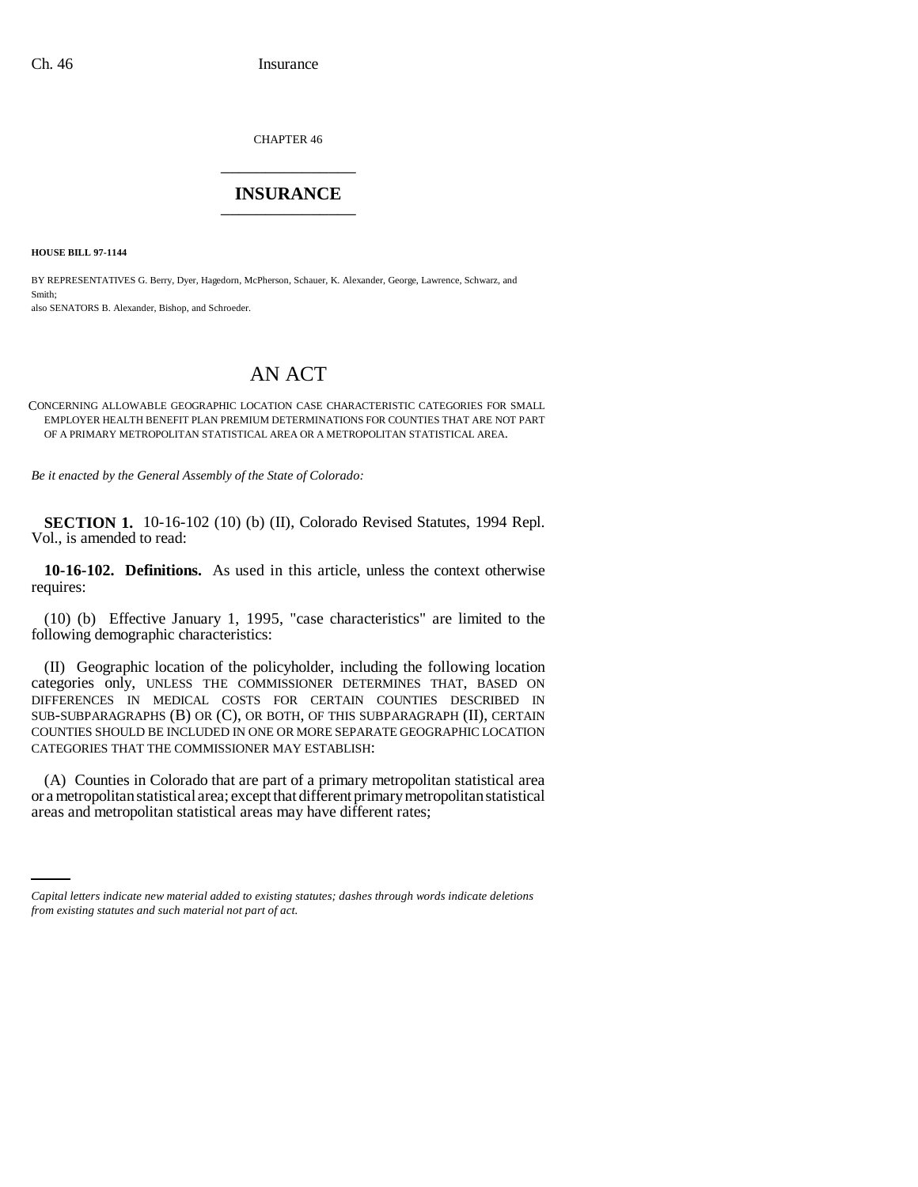CHAPTER 46

# INSURANCE

**HOUSE BILL 97-1144**

BY REPRESENTATIVES G. Berry, Dyer, Hagedorn, McPherson, Schauer, K. Alexander, George, Lawrence, Schwarz, and Smith;
also SENATORS B. Alexander, Bishop, and Schroeder.

# AN ACT

CONCERNING ALLOWABLE GEOGRAPHIC LOCATION CASE CHARACTERISTIC CATEGORIES FOR SMALL EMPLOYER HEALTH BENEFIT PLAN PREMIUM DETERMINATIONS FOR COUNTIES THAT ARE NOT PART OF A PRIMARY METROPOLITAN STATISTICAL AREA OR A METROPOLITAN STATISTICAL AREA.

*Be it enacted by the General Assembly of the State of Colorado:*

**SECTION 1.** 10-16-102 (10) (b) (II), Colorado Revised Statutes, 1994 Repl. Vol., is amended to read:

**10-16-102. Definitions.** As used in this article, unless the context otherwise requires:

(10) (b) Effective January 1, 1995, "case characteristics" are limited to the following demographic characteristics:

(II) Geographic location of the policyholder, including the following location categories only, UNLESS THE COMMISSIONER DETERMINES THAT, BASED ON DIFFERENCES IN MEDICAL COSTS FOR CERTAIN COUNTIES DESCRIBED IN SUB-SUBPARAGRAPHS (B) OR (C), OR BOTH, OF THIS SUBPARAGRAPH (II), CERTAIN COUNTIES SHOULD BE INCLUDED IN ONE OR MORE SEPARATE GEOGRAPHIC LOCATION CATEGORIES THAT THE COMMISSIONER MAY ESTABLISH:

(A) Counties in Colorado that are part of a primary metropolitan statistical area or a metropolitan statistical area; except that different primary metropolitan statistical areas and metropolitan statistical areas may have different rates;

*Capital letters indicate new material added to existing statutes; dashes through words indicate deletions from existing statutes and such material not part of act.*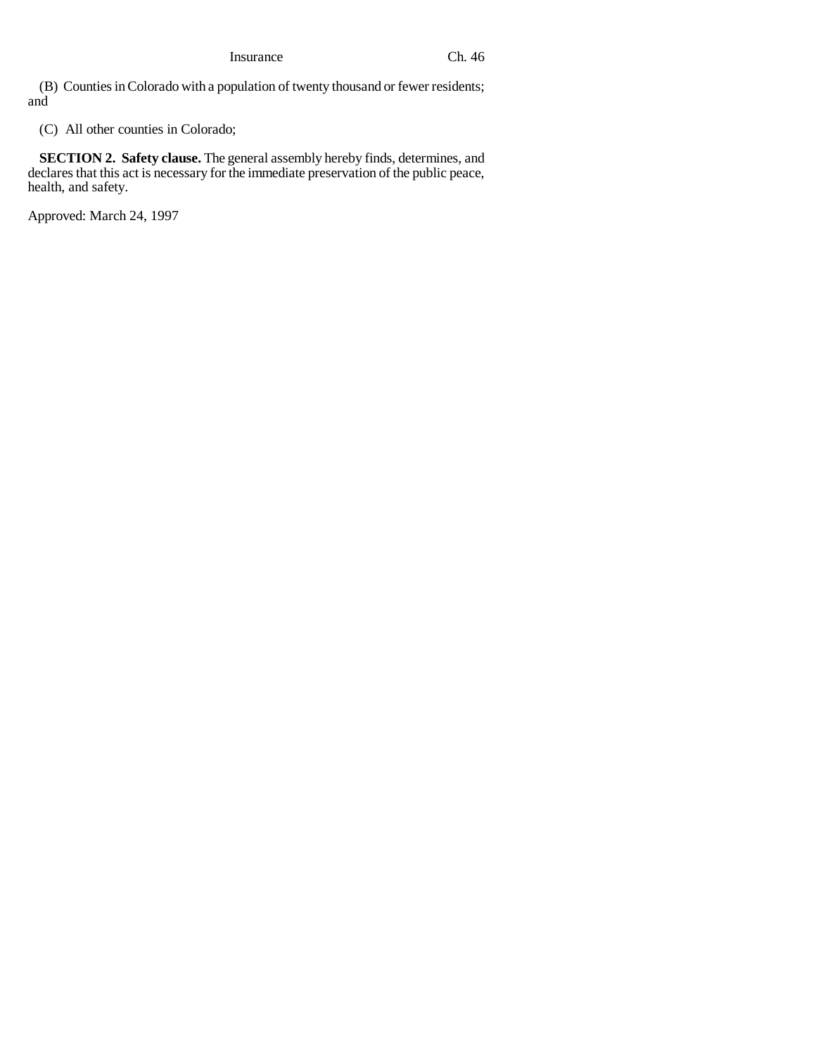(B) Counties in Colorado with a population of twenty thousand or fewer residents; and

(C) All other counties in Colorado;

**SECTION 2. Safety clause.** The general assembly hereby finds, determines, and declares that this act is necessary for the immediate preservation of the public peace, health, and safety.

Approved: March 24, 1997